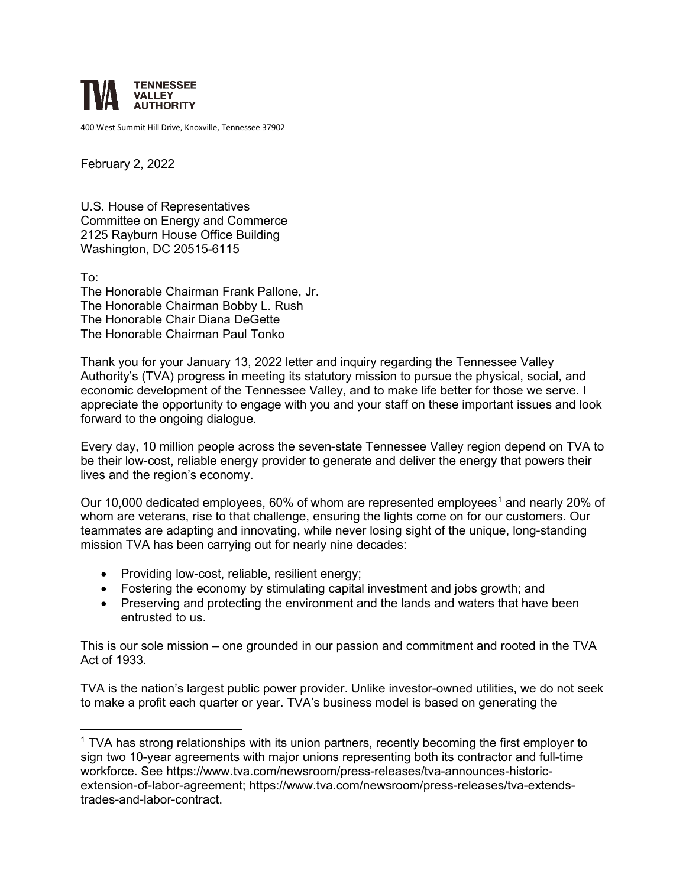**TVA TENNESSEE VALLEY AUTHORITY**

400 West Summit Hill Drive, Knoxville, Tennessee 37902

February 2, 2022

U.S. House of Representatives
Committee on Energy and Commerce
2125 Rayburn House Office Building
Washington, DC 20515-6115

To:
The Honorable Chairman Frank Pallone, Jr.
The Honorable Chairman Bobby L. Rush
The Honorable Chair Diana DeGette
The Honorable Chairman Paul Tonko

Thank you for your January 13, 2022 letter and inquiry regarding the Tennessee Valley Authority's (TVA) progress in meeting its statutory mission to pursue the physical, social, and economic development of the Tennessee Valley, and to make life better for those we serve. I appreciate the opportunity to engage with you and your staff on these important issues and look forward to the ongoing dialogue.

Every day, 10 million people across the seven-state Tennessee Valley region depend on TVA to be their low-cost, reliable energy provider to generate and deliver the energy that powers their lives and the region's economy.

Our 10,000 dedicated employees, 60% of whom are represented employees[1] and nearly 20% of whom are veterans, rise to that challenge, ensuring the lights come on for our customers. Our teammates are adapting and innovating, while never losing sight of the unique, long-standing mission TVA has been carrying out for nearly nine decades:

- Providing low-cost, reliable, resilient energy;
- Fostering the economy by stimulating capital investment and jobs growth; and
- Preserving and protecting the environment and the lands and waters that have been entrusted to us.

This is our sole mission – one grounded in our passion and commitment and rooted in the TVA Act of 1933.

TVA is the nation's largest public power provider. Unlike investor-owned utilities, we do not seek to make a profit each quarter or year. TVA's business model is based on generating the

[1] TVA has strong relationships with its union partners, recently becoming the first employer to sign two 10-year agreements with major unions representing both its contractor and full-time workforce. See https://www.tva.com/newsroom/press-releases/tva-announces-historic-extension-of-labor-agreement; https://www.tva.com/newsroom/press-releases/tva-extends-trades-and-labor-contract.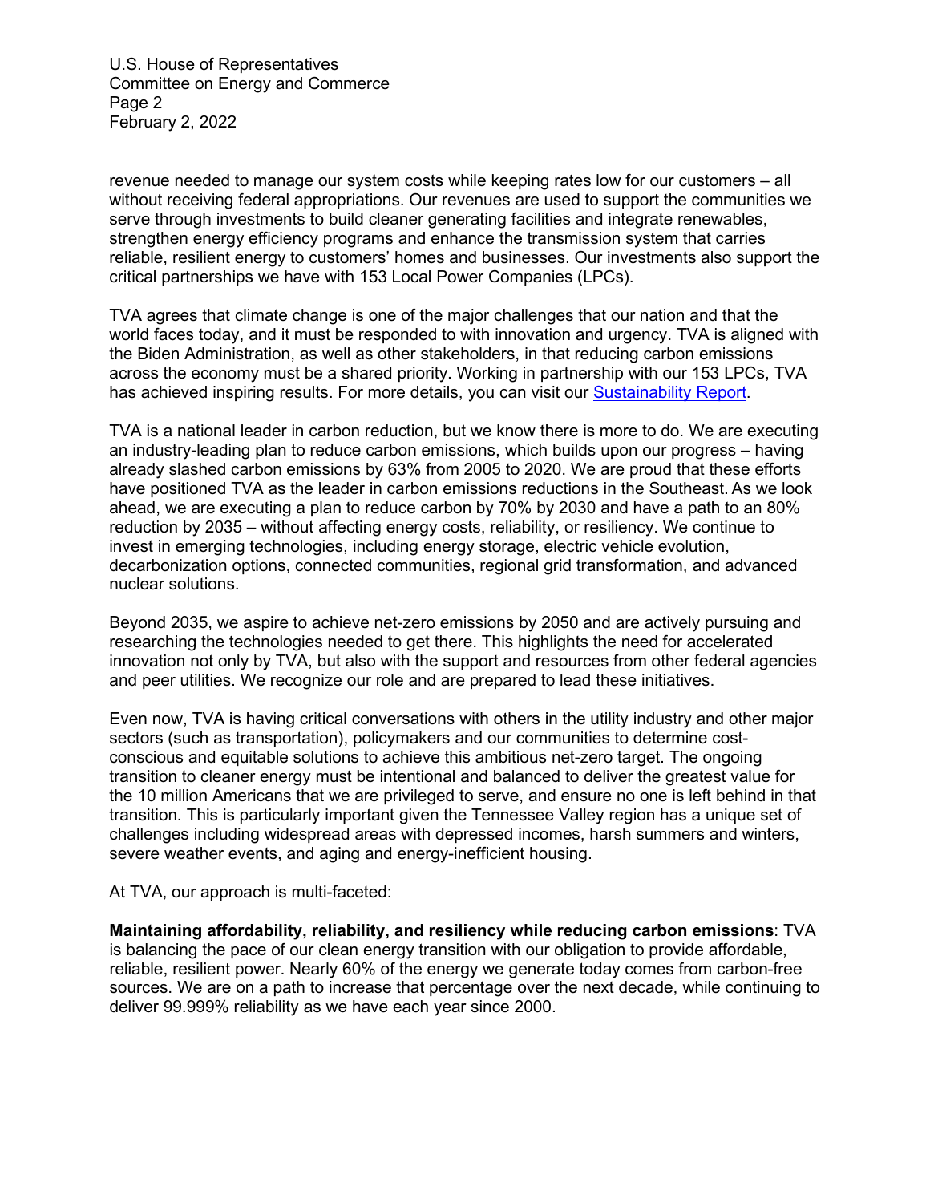revenue needed to manage our system costs while keeping rates low for our customers – all without receiving federal appropriations. Our revenues are used to support the communities we serve through investments to build cleaner generating facilities and integrate renewables, strengthen energy efficiency programs and enhance the transmission system that carries reliable, resilient energy to customers' homes and businesses. Our investments also support the critical partnerships we have with 153 Local Power Companies (LPCs).

TVA agrees that climate change is one of the major challenges that our nation and that the world faces today, and it must be responded to with innovation and urgency. TVA is aligned with the Biden Administration, as well as other stakeholders, in that reducing carbon emissions across the economy must be a shared priority. Working in partnership with our 153 LPCs, TVA has achieved inspiring results. For more details, you can visit our Sustainability Report.

TVA is a national leader in carbon reduction, but we know there is more to do. We are executing an industry-leading plan to reduce carbon emissions, which builds upon our progress – having already slashed carbon emissions by 63% from 2005 to 2020. We are proud that these efforts have positioned TVA as the leader in carbon emissions reductions in the Southeast. As we look ahead, we are executing a plan to reduce carbon by 70% by 2030 and have a path to an 80% reduction by 2035 – without affecting energy costs, reliability, or resiliency. We continue to invest in emerging technologies, including energy storage, electric vehicle evolution, decarbonization options, connected communities, regional grid transformation, and advanced nuclear solutions.

Beyond 2035, we aspire to achieve net-zero emissions by 2050 and are actively pursuing and researching the technologies needed to get there. This highlights the need for accelerated innovation not only by TVA, but also with the support and resources from other federal agencies and peer utilities. We recognize our role and are prepared to lead these initiatives.

Even now, TVA is having critical conversations with others in the utility industry and other major sectors (such as transportation), policymakers and our communities to determine cost-conscious and equitable solutions to achieve this ambitious net-zero target. The ongoing transition to cleaner energy must be intentional and balanced to deliver the greatest value for the 10 million Americans that we are privileged to serve, and ensure no one is left behind in that transition. This is particularly important given the Tennessee Valley region has a unique set of challenges including widespread areas with depressed incomes, harsh summers and winters, severe weather events, and aging and energy-inefficient housing.

At TVA, our approach is multi-faceted:

**Maintaining affordability, reliability, and resiliency while reducing carbon emissions**: TVA is balancing the pace of our clean energy transition with our obligation to provide affordable, reliable, resilient power. Nearly 60% of the energy we generate today comes from carbon-free sources. We are on a path to increase that percentage over the next decade, while continuing to deliver 99.999% reliability as we have each year since 2000.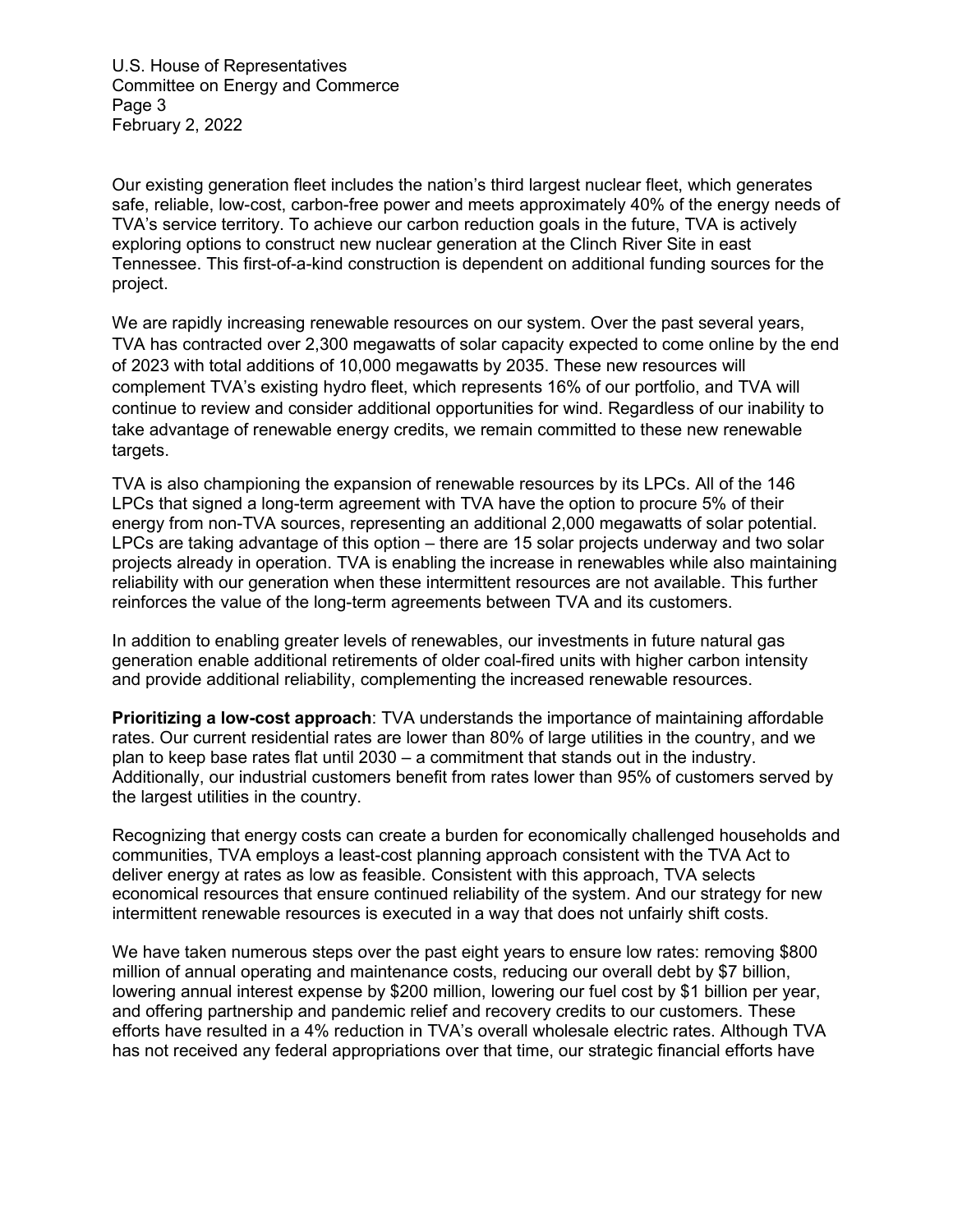Our existing generation fleet includes the nation's third largest nuclear fleet, which generates safe, reliable, low-cost, carbon-free power and meets approximately 40% of the energy needs of TVA's service territory. To achieve our carbon reduction goals in the future, TVA is actively exploring options to construct new nuclear generation at the Clinch River Site in east Tennessee. This first-of-a-kind construction is dependent on additional funding sources for the project.

We are rapidly increasing renewable resources on our system. Over the past several years, TVA has contracted over 2,300 megawatts of solar capacity expected to come online by the end of 2023 with total additions of 10,000 megawatts by 2035. These new resources will complement TVA's existing hydro fleet, which represents 16% of our portfolio, and TVA will continue to review and consider additional opportunities for wind. Regardless of our inability to take advantage of renewable energy credits, we remain committed to these new renewable targets.

TVA is also championing the expansion of renewable resources by its LPCs. All of the 146 LPCs that signed a long-term agreement with TVA have the option to procure 5% of their energy from non-TVA sources, representing an additional 2,000 megawatts of solar potential. LPCs are taking advantage of this option – there are 15 solar projects underway and two solar projects already in operation. TVA is enabling the increase in renewables while also maintaining reliability with our generation when these intermittent resources are not available. This further reinforces the value of the long-term agreements between TVA and its customers.

In addition to enabling greater levels of renewables, our investments in future natural gas generation enable additional retirements of older coal-fired units with higher carbon intensity and provide additional reliability, complementing the increased renewable resources.

**Prioritizing a low-cost approach**: TVA understands the importance of maintaining affordable rates. Our current residential rates are lower than 80% of large utilities in the country, and we plan to keep base rates flat until 2030 – a commitment that stands out in the industry. Additionally, our industrial customers benefit from rates lower than 95% of customers served by the largest utilities in the country.

Recognizing that energy costs can create a burden for economically challenged households and communities, TVA employs a least-cost planning approach consistent with the TVA Act to deliver energy at rates as low as feasible. Consistent with this approach, TVA selects economical resources that ensure continued reliability of the system. And our strategy for new intermittent renewable resources is executed in a way that does not unfairly shift costs.

We have taken numerous steps over the past eight years to ensure low rates: removing $800 million of annual operating and maintenance costs, reducing our overall debt by $7 billion, lowering annual interest expense by $200 million, lowering our fuel cost by $1 billion per year, and offering partnership and pandemic relief and recovery credits to our customers. These efforts have resulted in a 4% reduction in TVA's overall wholesale electric rates. Although TVA has not received any federal appropriations over that time, our strategic financial efforts have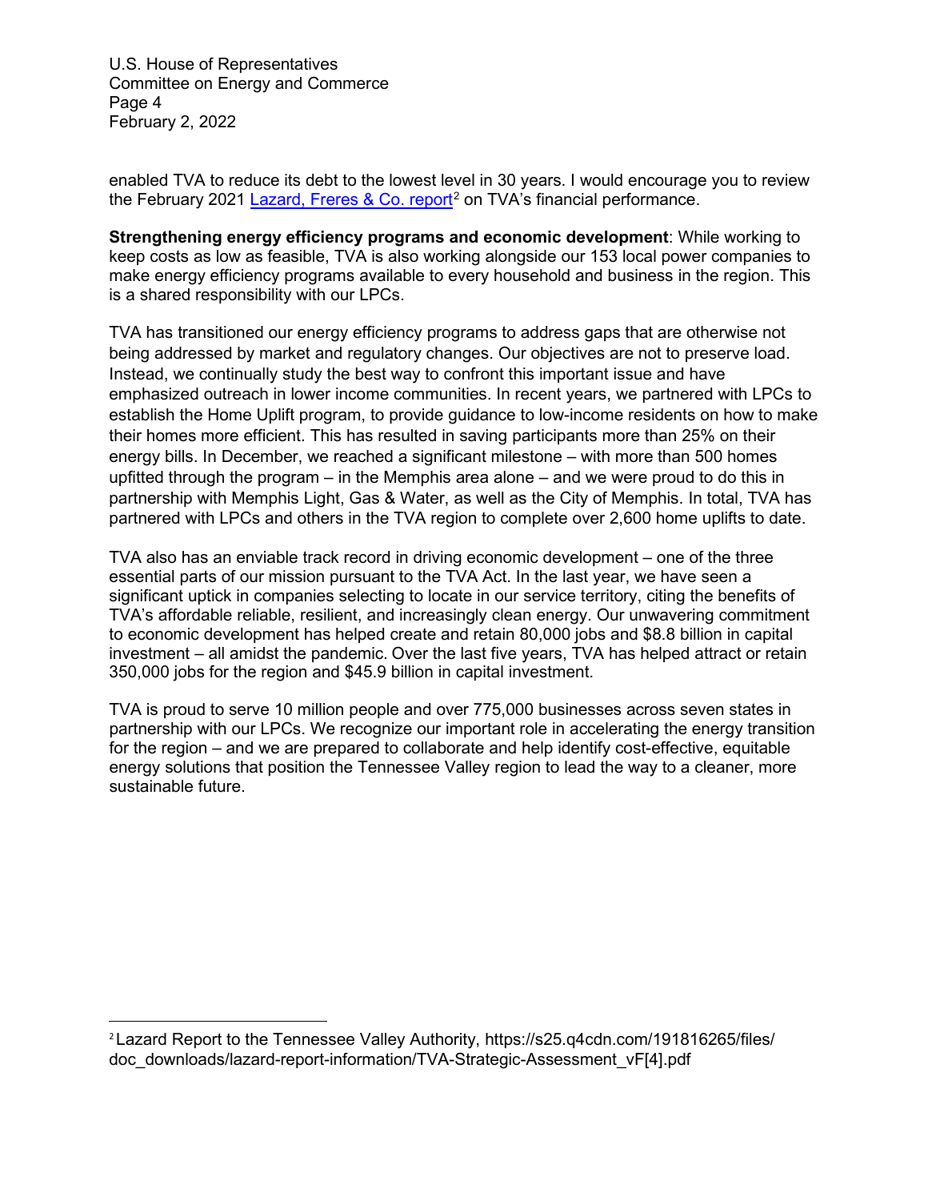enabled TVA to reduce its debt to the lowest level in 30 years. I would encourage you to review the February 2021 Lazard, Freres & Co. report[2] on TVA's financial performance.

**Strengthening energy efficiency programs and economic development**: While working to keep costs as low as feasible, TVA is also working alongside our 153 local power companies to make energy efficiency programs available to every household and business in the region. This is a shared responsibility with our LPCs.

TVA has transitioned our energy efficiency programs to address gaps that are otherwise not being addressed by market and regulatory changes. Our objectives are not to preserve load. Instead, we continually study the best way to confront this important issue and have emphasized outreach in lower income communities. In recent years, we partnered with LPCs to establish the Home Uplift program, to provide guidance to low-income residents on how to make their homes more efficient. This has resulted in saving participants more than 25% on their energy bills. In December, we reached a significant milestone – with more than 500 homes upfitted through the program – in the Memphis area alone – and we were proud to do this in partnership with Memphis Light, Gas & Water, as well as the City of Memphis. In total, TVA has partnered with LPCs and others in the TVA region to complete over 2,600 home uplifts to date.

TVA also has an enviable track record in driving economic development – one of the three essential parts of our mission pursuant to the TVA Act. In the last year, we have seen a significant uptick in companies selecting to locate in our service territory, citing the benefits of TVA's affordable reliable, resilient, and increasingly clean energy. Our unwavering commitment to economic development has helped create and retain 80,000 jobs and $8.8 billion in capital investment – all amidst the pandemic. Over the last five years, TVA has helped attract or retain 350,000 jobs for the region and $45.9 billion in capital investment.

TVA is proud to serve 10 million people and over 775,000 businesses across seven states in partnership with our LPCs. We recognize our important role in accelerating the energy transition for the region – and we are prepared to collaborate and help identify cost-effective, equitable energy solutions that position the Tennessee Valley region to lead the way to a cleaner, more sustainable future.

---

[2] Lazard Report to the Tennessee Valley Authority, https://s25.q4cdn.com/191816265/files/doc_downloads/lazard-report-information/TVA-Strategic-Assessment_vF[4].pdf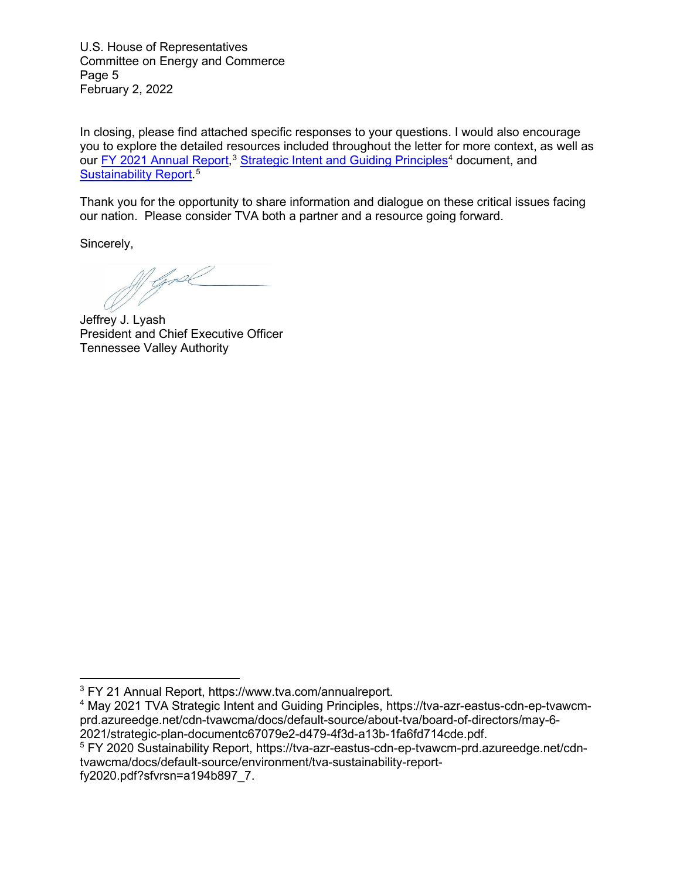In closing, please find attached specific responses to your questions. I would also encourage you to explore the detailed resources included throughout the letter for more context, as well as our FY 2021 Annual Report,[3] Strategic Intent and Guiding Principles[4] document, and Sustainability Report.[5]

Thank you for the opportunity to share information and dialogue on these critical issues facing our nation. Please consider TVA both a partner and a resource going forward.

Sincerely,

Jeffrey J. Lyash
President and Chief Executive Officer
Tennessee Valley Authority

---

[3] FY 21 Annual Report, https://www.tva.com/annualreport.

[4] May 2021 TVA Strategic Intent and Guiding Principles, https://tva-azr-eastus-cdn-ep-tvawcm-prd.azureedge.net/cdn-tvawcma/docs/default-source/about-tva/board-of-directors/may-6-2021/strategic-plan-documentc67079e2-d479-4f3d-a13b-1fa6fd714cde.pdf.

[5] FY 2020 Sustainability Report, https://tva-azr-eastus-cdn-ep-tvawcm-prd.azureedge.net/cdn-tvawcma/docs/default-source/environment/tva-sustainability-report-fy2020.pdf?sfvrsn=a194b897_7.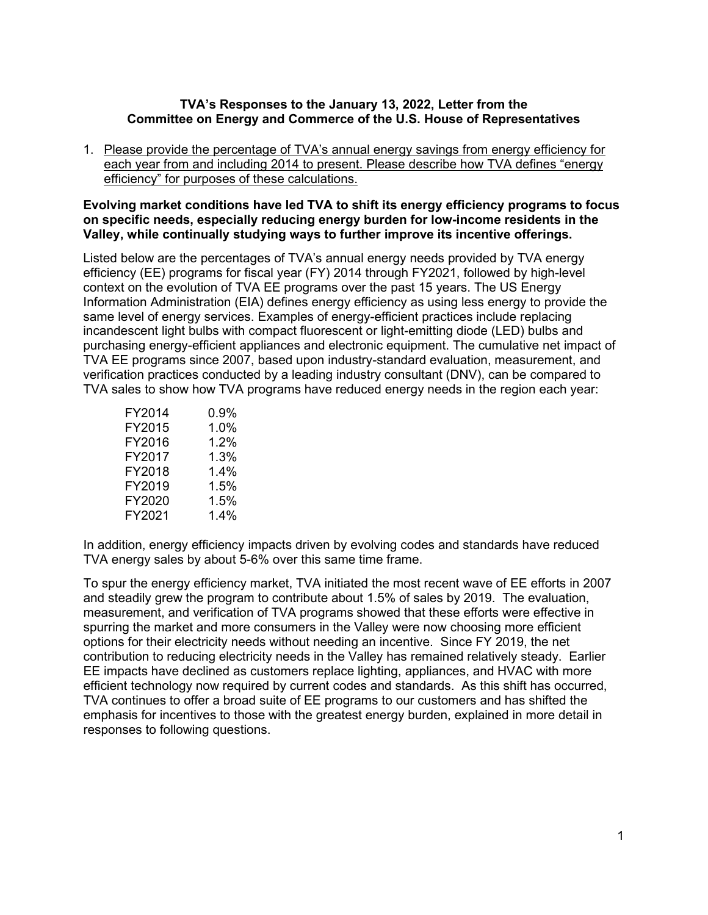**TVA's Responses to the January 13, 2022, Letter from the Committee on Energy and Commerce of the U.S. House of Representatives**

1. Please provide the percentage of TVA's annual energy savings from energy efficiency for each year from and including 2014 to present. Please describe how TVA defines "energy efficiency" for purposes of these calculations.

**Evolving market conditions have led TVA to shift its energy efficiency programs to focus on specific needs, especially reducing energy burden for low-income residents in the Valley, while continually studying ways to further improve its incentive offerings.**

Listed below are the percentages of TVA's annual energy needs provided by TVA energy efficiency (EE) programs for fiscal year (FY) 2014 through FY2021, followed by high-level context on the evolution of TVA EE programs over the past 15 years. The US Energy Information Administration (EIA) defines energy efficiency as using less energy to provide the same level of energy services. Examples of energy-efficient practices include replacing incandescent light bulbs with compact fluorescent or light-emitting diode (LED) bulbs and purchasing energy-efficient appliances and electronic equipment. The cumulative net impact of TVA EE programs since 2007, based upon industry-standard evaluation, measurement, and verification practices conducted by a leading industry consultant (DNV), can be compared to TVA sales to show how TVA programs have reduced energy needs in the region each year:

| | |
|---|---|
| FY2014 | 0.9% |
| FY2015 | 1.0% |
| FY2016 | 1.2% |
| FY2017 | 1.3% |
| FY2018 | 1.4% |
| FY2019 | 1.5% |
| FY2020 | 1.5% |
| FY2021 | 1.4% |

In addition, energy efficiency impacts driven by evolving codes and standards have reduced TVA energy sales by about 5-6% over this same time frame.

To spur the energy efficiency market, TVA initiated the most recent wave of EE efforts in 2007 and steadily grew the program to contribute about 1.5% of sales by 2019. The evaluation, measurement, and verification of TVA programs showed that these efforts were effective in spurring the market and more consumers in the Valley were now choosing more efficient options for their electricity needs without needing an incentive. Since FY 2019, the net contribution to reducing electricity needs in the Valley has remained relatively steady. Earlier EE impacts have declined as customers replace lighting, appliances, and HVAC with more efficient technology now required by current codes and standards. As this shift has occurred, TVA continues to offer a broad suite of EE programs to our customers and has shifted the emphasis for incentives to those with the greatest energy burden, explained in more detail in responses to following questions.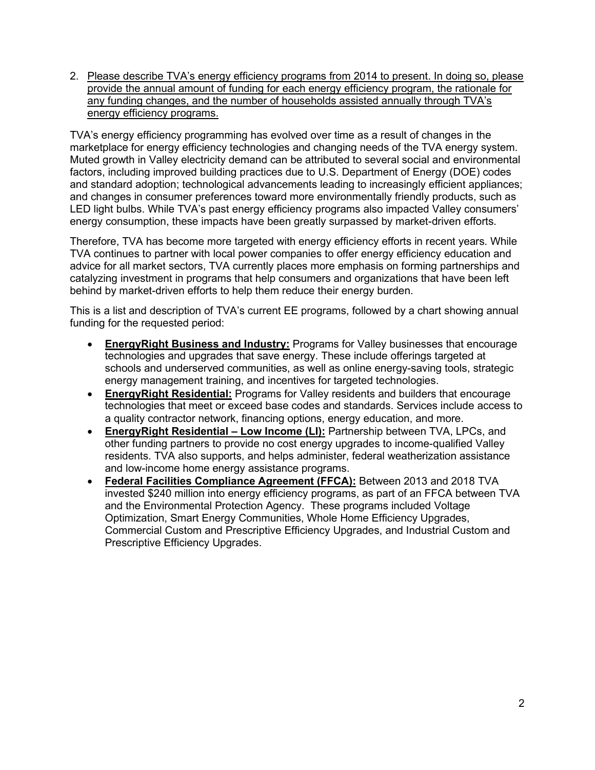2. Please describe TVA's energy efficiency programs from 2014 to present. In doing so, please provide the annual amount of funding for each energy efficiency program, the rationale for any funding changes, and the number of households assisted annually through TVA's energy efficiency programs.

TVA's energy efficiency programming has evolved over time as a result of changes in the marketplace for energy efficiency technologies and changing needs of the TVA energy system. Muted growth in Valley electricity demand can be attributed to several social and environmental factors, including improved building practices due to U.S. Department of Energy (DOE) codes and standard adoption; technological advancements leading to increasingly efficient appliances; and changes in consumer preferences toward more environmentally friendly products, such as LED light bulbs. While TVA's past energy efficiency programs also impacted Valley consumers' energy consumption, these impacts have been greatly surpassed by market-driven efforts.

Therefore, TVA has become more targeted with energy efficiency efforts in recent years. While TVA continues to partner with local power companies to offer energy efficiency education and advice for all market sectors, TVA currently places more emphasis on forming partnerships and catalyzing investment in programs that help consumers and organizations that have been left behind by market-driven efforts to help them reduce their energy burden.

This is a list and description of TVA's current EE programs, followed by a chart showing annual funding for the requested period:

- **EnergyRight Business and Industry:** Programs for Valley businesses that encourage technologies and upgrades that save energy. These include offerings targeted at schools and underserved communities, as well as online energy-saving tools, strategic energy management training, and incentives for targeted technologies.
- **EnergyRight Residential:** Programs for Valley residents and builders that encourage technologies that meet or exceed base codes and standards. Services include access to a quality contractor network, financing options, energy education, and more.
- **EnergyRight Residential – Low Income (LI):** Partnership between TVA, LPCs, and other funding partners to provide no cost energy upgrades to income-qualified Valley residents. TVA also supports, and helps administer, federal weatherization assistance and low-income home energy assistance programs.
- **Federal Facilities Compliance Agreement (FFCA):** Between 2013 and 2018 TVA invested $240 million into energy efficiency programs, as part of an FFCA between TVA and the Environmental Protection Agency. These programs included Voltage Optimization, Smart Energy Communities, Whole Home Efficiency Upgrades, Commercial Custom and Prescriptive Efficiency Upgrades, and Industrial Custom and Prescriptive Efficiency Upgrades.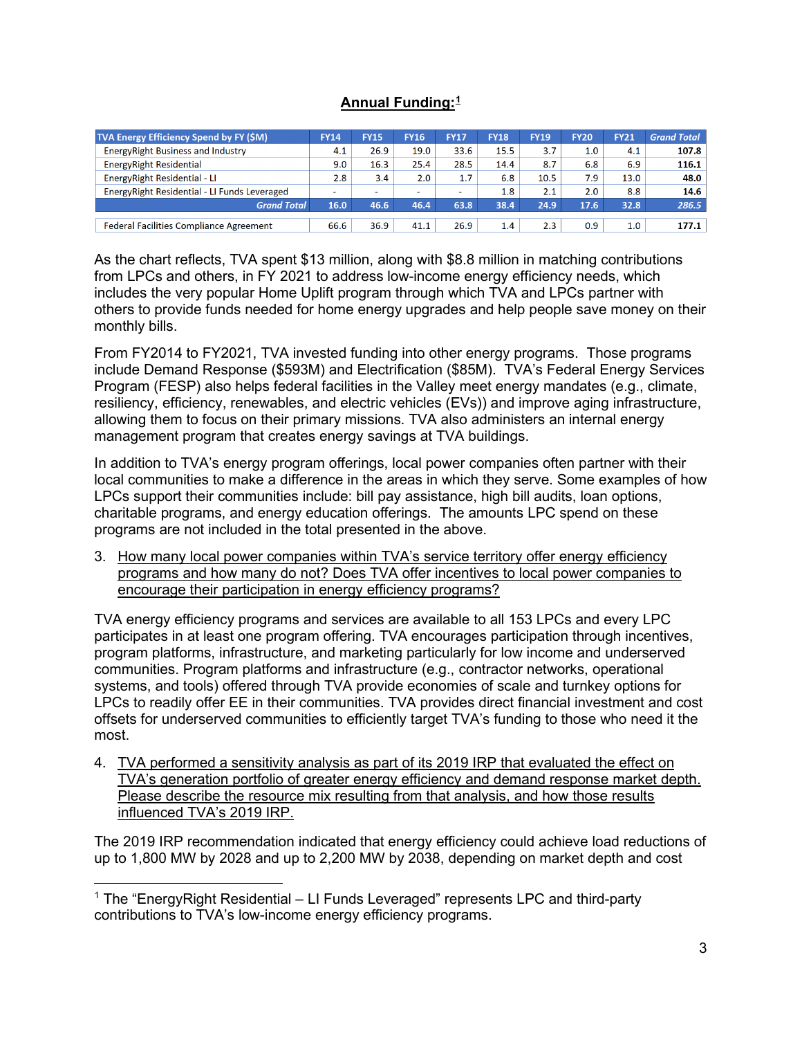## Annual Funding:[1]

| TVA Energy Efficiency Spend by FY ($M) | FY14 | FY15 | FY16 | FY17 | FY18 | FY19 | FY20 | FY21 | Grand Total |
|---|---|---|---|---|---|---|---|---|---|
| EnergyRight Business and Industry | 4.1 | 26.9 | 19.0 | 33.6 | 15.5 | 3.7 | 1.0 | 4.1 | **107.8** |
| EnergyRight Residential | 9.0 | 16.3 | 25.4 | 28.5 | 14.4 | 8.7 | 6.8 | 6.9 | **116.1** |
| EnergyRight Residential - LI | 2.8 | 3.4 | 2.0 | 1.7 | 6.8 | 10.5 | 7.9 | 13.0 | **48.0** |
| EnergyRight Residential - LI Funds Leveraged | - | - | - | - | 1.8 | 2.1 | 2.0 | 8.8 | **14.6** |
| ***Grand Total*** | **16.0** | **46.6** | **46.4** | **63.8** | **38.4** | **24.9** | **17.6** | **32.8** | ***286.5*** |
| | | | | | | | | | |
| Federal Facilities Compliance Agreement | 66.6 | 36.9 | 41.1 | 26.9 | 1.4 | 2.3 | 0.9 | 1.0 | **177.1** |

As the chart reflects, TVA spent $13 million, along with $8.8 million in matching contributions from LPCs and others, in FY 2021 to address low-income energy efficiency needs, which includes the very popular Home Uplift program through which TVA and LPCs partner with others to provide funds needed for home energy upgrades and help people save money on their monthly bills.

From FY2014 to FY2021, TVA invested funding into other energy programs. Those programs include Demand Response ($593M) and Electrification ($85M). TVA's Federal Energy Services Program (FESP) also helps federal facilities in the Valley meet energy mandates (e.g., climate, resiliency, efficiency, renewables, and electric vehicles (EVs)) and improve aging infrastructure, allowing them to focus on their primary missions. TVA also administers an internal energy management program that creates energy savings at TVA buildings.

In addition to TVA's energy program offerings, local power companies often partner with their local communities to make a difference in the areas in which they serve. Some examples of how LPCs support their communities include: bill pay assistance, high bill audits, loan options, charitable programs, and energy education offerings. The amounts LPC spend on these programs are not included in the total presented in the above.

3. How many local power companies within TVA's service territory offer energy efficiency programs and how many do not? Does TVA offer incentives to local power companies to encourage their participation in energy efficiency programs?

TVA energy efficiency programs and services are available to all 153 LPCs and every LPC participates in at least one program offering. TVA encourages participation through incentives, program platforms, infrastructure, and marketing particularly for low income and underserved communities. Program platforms and infrastructure (e.g., contractor networks, operational systems, and tools) offered through TVA provide economies of scale and turnkey options for LPCs to readily offer EE in their communities. TVA provides direct financial investment and cost offsets for underserved communities to efficiently target TVA's funding to those who need it the most.

4. TVA performed a sensitivity analysis as part of its 2019 IRP that evaluated the effect on TVA's generation portfolio of greater energy efficiency and demand response market depth. Please describe the resource mix resulting from that analysis, and how those results influenced TVA's 2019 IRP.

The 2019 IRP recommendation indicated that energy efficiency could achieve load reductions of up to 1,800 MW by 2028 and up to 2,200 MW by 2038, depending on market depth and cost

[1] The "EnergyRight Residential – LI Funds Leveraged" represents LPC and third-party contributions to TVA's low-income energy efficiency programs.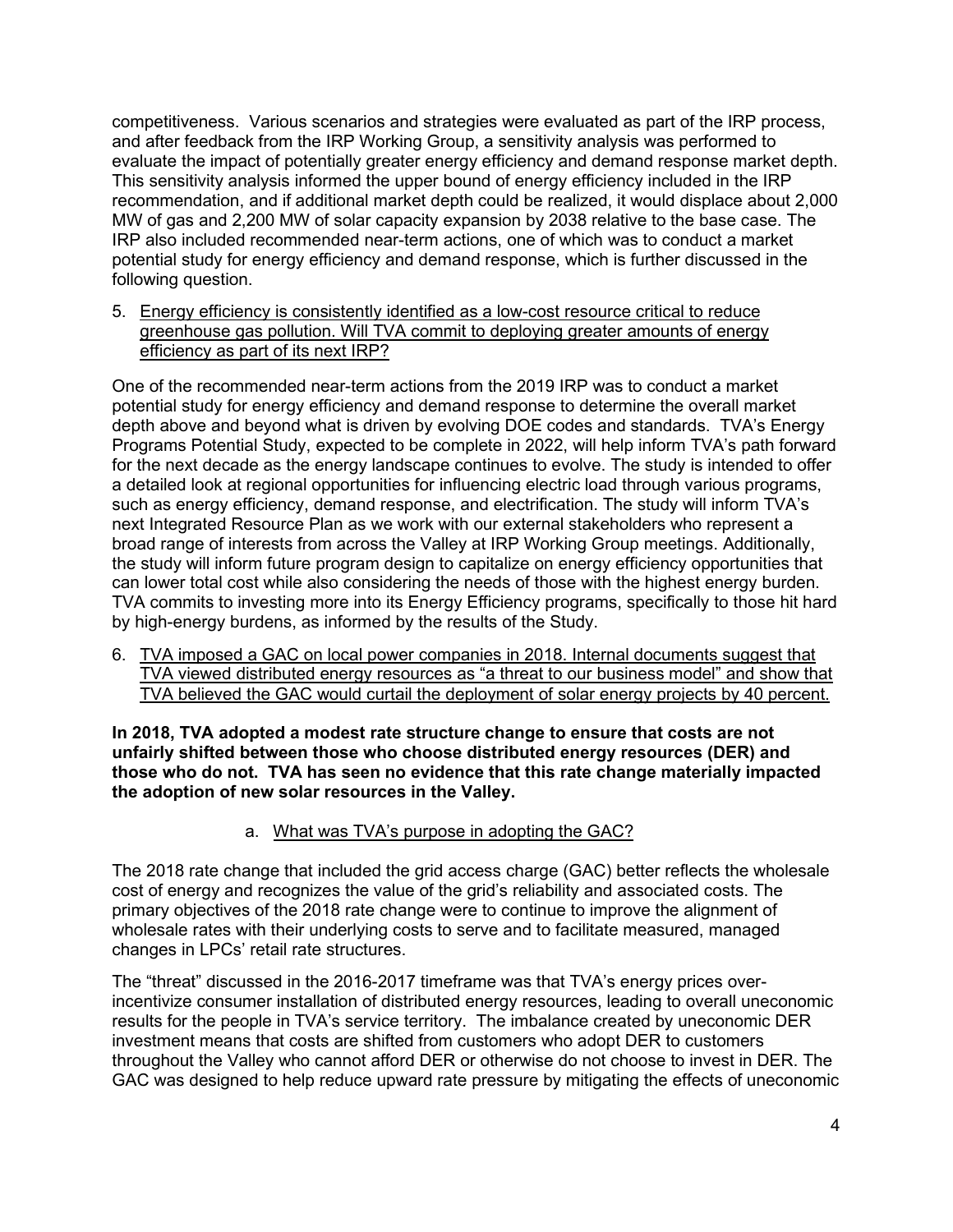competitiveness. Various scenarios and strategies were evaluated as part of the IRP process, and after feedback from the IRP Working Group, a sensitivity analysis was performed to evaluate the impact of potentially greater energy efficiency and demand response market depth. This sensitivity analysis informed the upper bound of energy efficiency included in the IRP recommendation, and if additional market depth could be realized, it would displace about 2,000 MW of gas and 2,200 MW of solar capacity expansion by 2038 relative to the base case. The IRP also included recommended near-term actions, one of which was to conduct a market potential study for energy efficiency and demand response, which is further discussed in the following question.

5. <u>Energy efficiency is consistently identified as a low-cost resource critical to reduce greenhouse gas pollution. Will TVA commit to deploying greater amounts of energy efficiency as part of its next IRP?</u>

One of the recommended near-term actions from the 2019 IRP was to conduct a market potential study for energy efficiency and demand response to determine the overall market depth above and beyond what is driven by evolving DOE codes and standards. TVA's Energy Programs Potential Study, expected to be complete in 2022, will help inform TVA's path forward for the next decade as the energy landscape continues to evolve. The study is intended to offer a detailed look at regional opportunities for influencing electric load through various programs, such as energy efficiency, demand response, and electrification. The study will inform TVA's next Integrated Resource Plan as we work with our external stakeholders who represent a broad range of interests from across the Valley at IRP Working Group meetings. Additionally, the study will inform future program design to capitalize on energy efficiency opportunities that can lower total cost while also considering the needs of those with the highest energy burden. TVA commits to investing more into its Energy Efficiency programs, specifically to those hit hard by high-energy burdens, as informed by the results of the Study.

6. <u>TVA imposed a GAC on local power companies in 2018. Internal documents suggest that TVA viewed distributed energy resources as "a threat to our business model" and show that TVA believed the GAC would curtail the deployment of solar energy projects by 40 percent.</u>

**In 2018, TVA adopted a modest rate structure change to ensure that costs are not unfairly shifted between those who choose distributed energy resources (DER) and those who do not. TVA has seen no evidence that this rate change materially impacted the adoption of new solar resources in the Valley.**

   a. <u>What was TVA's purpose in adopting the GAC?</u>

The 2018 rate change that included the grid access charge (GAC) better reflects the wholesale cost of energy and recognizes the value of the grid's reliability and associated costs. The primary objectives of the 2018 rate change were to continue to improve the alignment of wholesale rates with their underlying costs to serve and to facilitate measured, managed changes in LPCs' retail rate structures.

The "threat" discussed in the 2016-2017 timeframe was that TVA's energy prices over-incentivize consumer installation of distributed energy resources, leading to overall uneconomic results for the people in TVA's service territory. The imbalance created by uneconomic DER investment means that costs are shifted from customers who adopt DER to customers throughout the Valley who cannot afford DER or otherwise do not choose to invest in DER. The GAC was designed to help reduce upward rate pressure by mitigating the effects of uneconomic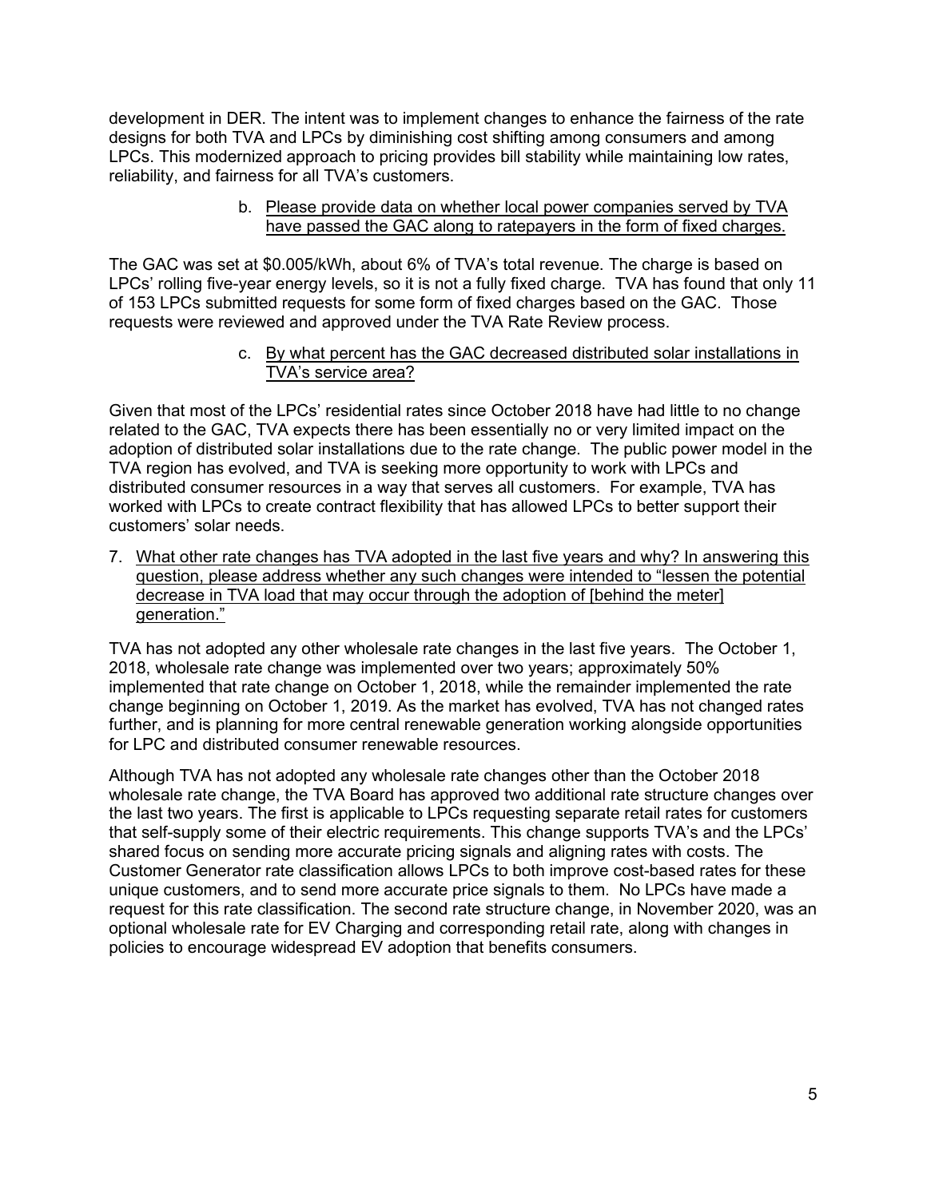development in DER. The intent was to implement changes to enhance the fairness of the rate designs for both TVA and LPCs by diminishing cost shifting among consumers and among LPCs. This modernized approach to pricing provides bill stability while maintaining low rates, reliability, and fairness for all TVA's customers.

b. <u>Please provide data on whether local power companies served by TVA have passed the GAC along to ratepayers in the form of fixed charges.</u>

The GAC was set at $0.005/kWh, about 6% of TVA's total revenue. The charge is based on LPCs' rolling five-year energy levels, so it is not a fully fixed charge. TVA has found that only 11 of 153 LPCs submitted requests for some form of fixed charges based on the GAC. Those requests were reviewed and approved under the TVA Rate Review process.

c. <u>By what percent has the GAC decreased distributed solar installations in TVA's service area?</u>

Given that most of the LPCs' residential rates since October 2018 have had little to no change related to the GAC, TVA expects there has been essentially no or very limited impact on the adoption of distributed solar installations due to the rate change. The public power model in the TVA region has evolved, and TVA is seeking more opportunity to work with LPCs and distributed consumer resources in a way that serves all customers. For example, TVA has worked with LPCs to create contract flexibility that has allowed LPCs to better support their customers' solar needs.

7. <u>What other rate changes has TVA adopted in the last five years and why? In answering this question, please address whether any such changes were intended to "lessen the potential decrease in TVA load that may occur through the adoption of [behind the meter] generation."</u>

TVA has not adopted any other wholesale rate changes in the last five years. The October 1, 2018, wholesale rate change was implemented over two years; approximately 50% implemented that rate change on October 1, 2018, while the remainder implemented the rate change beginning on October 1, 2019. As the market has evolved, TVA has not changed rates further, and is planning for more central renewable generation working alongside opportunities for LPC and distributed consumer renewable resources.

Although TVA has not adopted any wholesale rate changes other than the October 2018 wholesale rate change, the TVA Board has approved two additional rate structure changes over the last two years. The first is applicable to LPCs requesting separate retail rates for customers that self-supply some of their electric requirements. This change supports TVA's and the LPCs' shared focus on sending more accurate pricing signals and aligning rates with costs. The Customer Generator rate classification allows LPCs to both improve cost-based rates for these unique customers, and to send more accurate price signals to them. No LPCs have made a request for this rate classification. The second rate structure change, in November 2020, was an optional wholesale rate for EV Charging and corresponding retail rate, along with changes in policies to encourage widespread EV adoption that benefits consumers.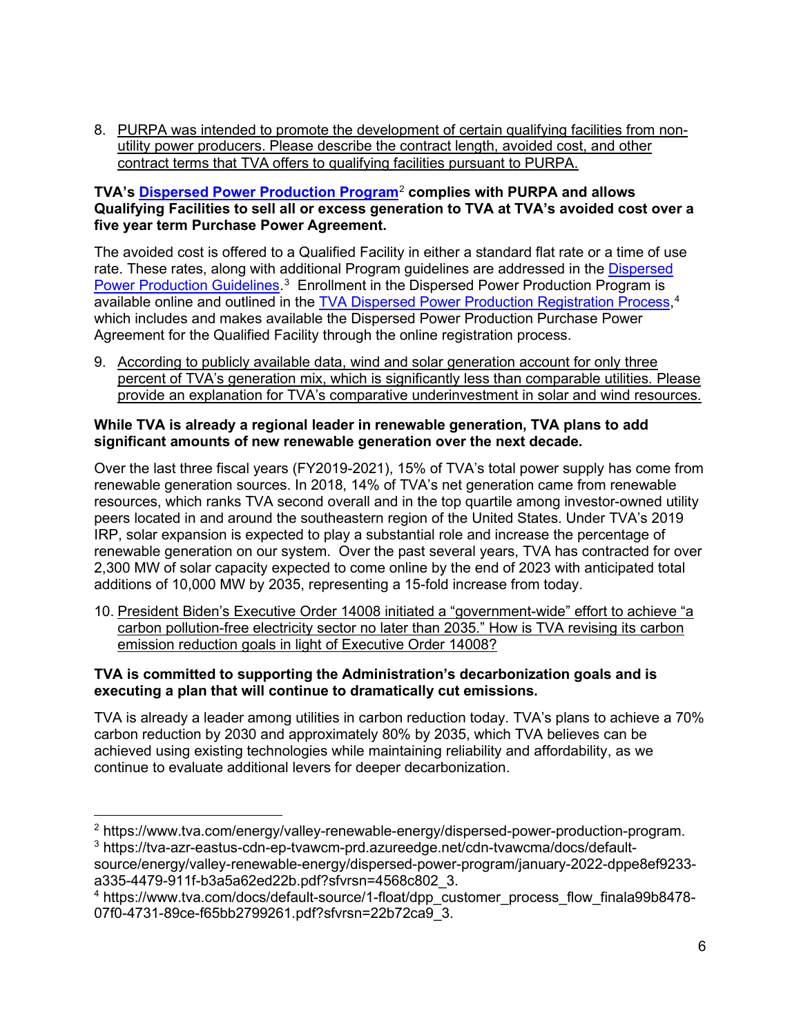8. PURPA was intended to promote the development of certain qualifying facilities from non-utility power producers. Please describe the contract length, avoided cost, and other contract terms that TVA offers to qualifying facilities pursuant to PURPA.

**TVA's Dispersed Power Production Program[2] complies with PURPA and allows Qualifying Facilities to sell all or excess generation to TVA at TVA's avoided cost over a five year term Purchase Power Agreement.**

The avoided cost is offered to a Qualified Facility in either a standard flat rate or a time of use rate. These rates, along with additional Program guidelines are addressed in the Dispersed Power Production Guidelines.[3] Enrollment in the Dispersed Power Production Program is available online and outlined in the TVA Dispersed Power Production Registration Process,[4] which includes and makes available the Dispersed Power Production Purchase Power Agreement for the Qualified Facility through the online registration process.

9. According to publicly available data, wind and solar generation account for only three percent of TVA's generation mix, which is significantly less than comparable utilities. Please provide an explanation for TVA's comparative underinvestment in solar and wind resources.

**While TVA is already a regional leader in renewable generation, TVA plans to add significant amounts of new renewable generation over the next decade.**

Over the last three fiscal years (FY2019-2021), 15% of TVA's total power supply has come from renewable generation sources. In 2018, 14% of TVA's net generation came from renewable resources, which ranks TVA second overall and in the top quartile among investor-owned utility peers located in and around the southeastern region of the United States. Under TVA's 2019 IRP, solar expansion is expected to play a substantial role and increase the percentage of renewable generation on our system. Over the past several years, TVA has contracted for over 2,300 MW of solar capacity expected to come online by the end of 2023 with anticipated total additions of 10,000 MW by 2035, representing a 15-fold increase from today.

10. President Biden's Executive Order 14008 initiated a "government-wide" effort to achieve "a carbon pollution-free electricity sector no later than 2035." How is TVA revising its carbon emission reduction goals in light of Executive Order 14008?

**TVA is committed to supporting the Administration's decarbonization goals and is executing a plan that will continue to dramatically cut emissions.**

TVA is already a leader among utilities in carbon reduction today. TVA's plans to achieve a 70% carbon reduction by 2030 and approximately 80% by 2035, which TVA believes can be achieved using existing technologies while maintaining reliability and affordability, as we continue to evaluate additional levers for deeper decarbonization.

---

[2] https://www.tva.com/energy/valley-renewable-energy/dispersed-power-production-program.

[3] https://tva-azr-eastus-cdn-ep-tvawcm-prd.azureedge.net/cdn-tvawcma/docs/default-source/energy/valley-renewable-energy/dispersed-power-program/january-2022-dppe8ef9233-a335-4479-911f-b3a5a62ed22b.pdf?sfvrsn=4568c802_3.

[4] https://www.tva.com/docs/default-source/1-float/dpp_customer_process_flow_finala99b8478-07f0-4731-89ce-f65bb2799261.pdf?sfvrsn=22b72ca9_3.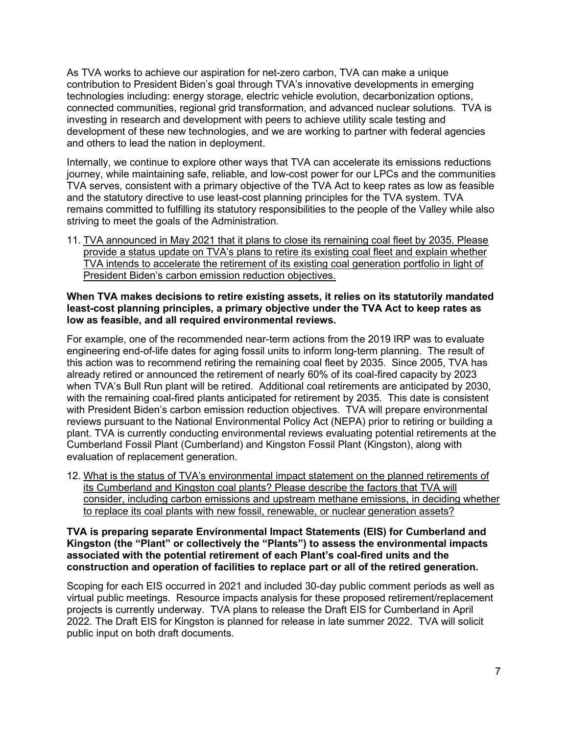As TVA works to achieve our aspiration for net-zero carbon, TVA can make a unique contribution to President Biden's goal through TVA's innovative developments in emerging technologies including: energy storage, electric vehicle evolution, decarbonization options, connected communities, regional grid transformation, and advanced nuclear solutions. TVA is investing in research and development with peers to achieve utility scale testing and development of these new technologies, and we are working to partner with federal agencies and others to lead the nation in deployment.

Internally, we continue to explore other ways that TVA can accelerate its emissions reductions journey, while maintaining safe, reliable, and low-cost power for our LPCs and the communities TVA serves, consistent with a primary objective of the TVA Act to keep rates as low as feasible and the statutory directive to use least-cost planning principles for the TVA system. TVA remains committed to fulfilling its statutory responsibilities to the people of the Valley while also striving to meet the goals of the Administration.

11. <u>TVA announced in May 2021 that it plans to close its remaining coal fleet by 2035. Please provide a status update on TVA's plans to retire its existing coal fleet and explain whether TVA intends to accelerate the retirement of its existing coal generation portfolio in light of President Biden's carbon emission reduction objectives.</u>

**When TVA makes decisions to retire existing assets, it relies on its statutorily mandated least-cost planning principles, a primary objective under the TVA Act to keep rates as low as feasible, and all required environmental reviews.**

For example, one of the recommended near-term actions from the 2019 IRP was to evaluate engineering end-of-life dates for aging fossil units to inform long-term planning. The result of this action was to recommend retiring the remaining coal fleet by 2035. Since 2005, TVA has already retired or announced the retirement of nearly 60% of its coal-fired capacity by 2023 when TVA's Bull Run plant will be retired. Additional coal retirements are anticipated by 2030, with the remaining coal-fired plants anticipated for retirement by 2035. This date is consistent with President Biden's carbon emission reduction objectives. TVA will prepare environmental reviews pursuant to the National Environmental Policy Act (NEPA) prior to retiring or building a plant. TVA is currently conducting environmental reviews evaluating potential retirements at the Cumberland Fossil Plant (Cumberland) and Kingston Fossil Plant (Kingston), along with evaluation of replacement generation.

12. <u>What is the status of TVA's environmental impact statement on the planned retirements of its Cumberland and Kingston coal plants? Please describe the factors that TVA will consider, including carbon emissions and upstream methane emissions, in deciding whether to replace its coal plants with new fossil, renewable, or nuclear generation assets?</u>

**TVA is preparing separate Environmental Impact Statements (EIS) for Cumberland and Kingston (the "Plant" or collectively the "Plants") to assess the environmental impacts associated with the potential retirement of each Plant's coal-fired units and the construction and operation of facilities to replace part or all of the retired generation.**

Scoping for each EIS occurred in 2021 and included 30-day public comment periods as well as virtual public meetings. Resource impacts analysis for these proposed retirement/replacement projects is currently underway. TVA plans to release the Draft EIS for Cumberland in April 2022. The Draft EIS for Kingston is planned for release in late summer 2022. TVA will solicit public input on both draft documents.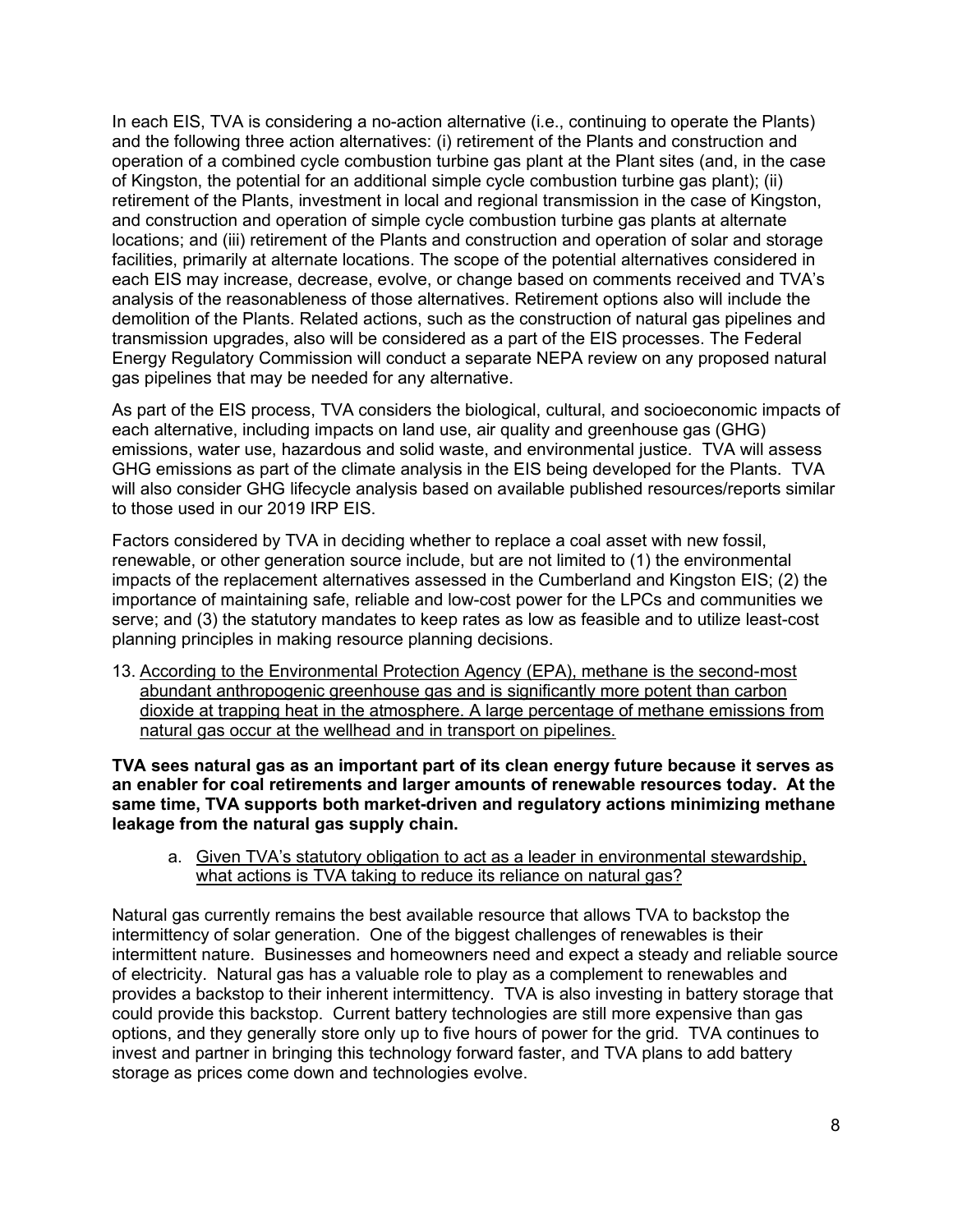In each EIS, TVA is considering a no-action alternative (i.e., continuing to operate the Plants) and the following three action alternatives: (i) retirement of the Plants and construction and operation of a combined cycle combustion turbine gas plant at the Plant sites (and, in the case of Kingston, the potential for an additional simple cycle combustion turbine gas plant); (ii) retirement of the Plants, investment in local and regional transmission in the case of Kingston, and construction and operation of simple cycle combustion turbine gas plants at alternate locations; and (iii) retirement of the Plants and construction and operation of solar and storage facilities, primarily at alternate locations. The scope of the potential alternatives considered in each EIS may increase, decrease, evolve, or change based on comments received and TVA's analysis of the reasonableness of those alternatives. Retirement options also will include the demolition of the Plants. Related actions, such as the construction of natural gas pipelines and transmission upgrades, also will be considered as a part of the EIS processes. The Federal Energy Regulatory Commission will conduct a separate NEPA review on any proposed natural gas pipelines that may be needed for any alternative.

As part of the EIS process, TVA considers the biological, cultural, and socioeconomic impacts of each alternative, including impacts on land use, air quality and greenhouse gas (GHG) emissions, water use, hazardous and solid waste, and environmental justice. TVA will assess GHG emissions as part of the climate analysis in the EIS being developed for the Plants. TVA will also consider GHG lifecycle analysis based on available published resources/reports similar to those used in our 2019 IRP EIS.

Factors considered by TVA in deciding whether to replace a coal asset with new fossil, renewable, or other generation source include, but are not limited to (1) the environmental impacts of the replacement alternatives assessed in the Cumberland and Kingston EIS; (2) the importance of maintaining safe, reliable and low-cost power for the LPCs and communities we serve; and (3) the statutory mandates to keep rates as low as feasible and to utilize least-cost planning principles in making resource planning decisions.

13. According to the Environmental Protection Agency (EPA), methane is the second-most abundant anthropogenic greenhouse gas and is significantly more potent than carbon dioxide at trapping heat in the atmosphere. A large percentage of methane emissions from natural gas occur at the wellhead and in transport on pipelines.

**TVA sees natural gas as an important part of its clean energy future because it serves as an enabler for coal retirements and larger amounts of renewable resources today. At the same time, TVA supports both market-driven and regulatory actions minimizing methane leakage from the natural gas supply chain.**

a. Given TVA's statutory obligation to act as a leader in environmental stewardship, what actions is TVA taking to reduce its reliance on natural gas?

Natural gas currently remains the best available resource that allows TVA to backstop the intermittency of solar generation. One of the biggest challenges of renewables is their intermittent nature. Businesses and homeowners need and expect a steady and reliable source of electricity. Natural gas has a valuable role to play as a complement to renewables and provides a backstop to their inherent intermittency. TVA is also investing in battery storage that could provide this backstop. Current battery technologies are still more expensive than gas options, and they generally store only up to five hours of power for the grid. TVA continues to invest and partner in bringing this technology forward faster, and TVA plans to add battery storage as prices come down and technologies evolve.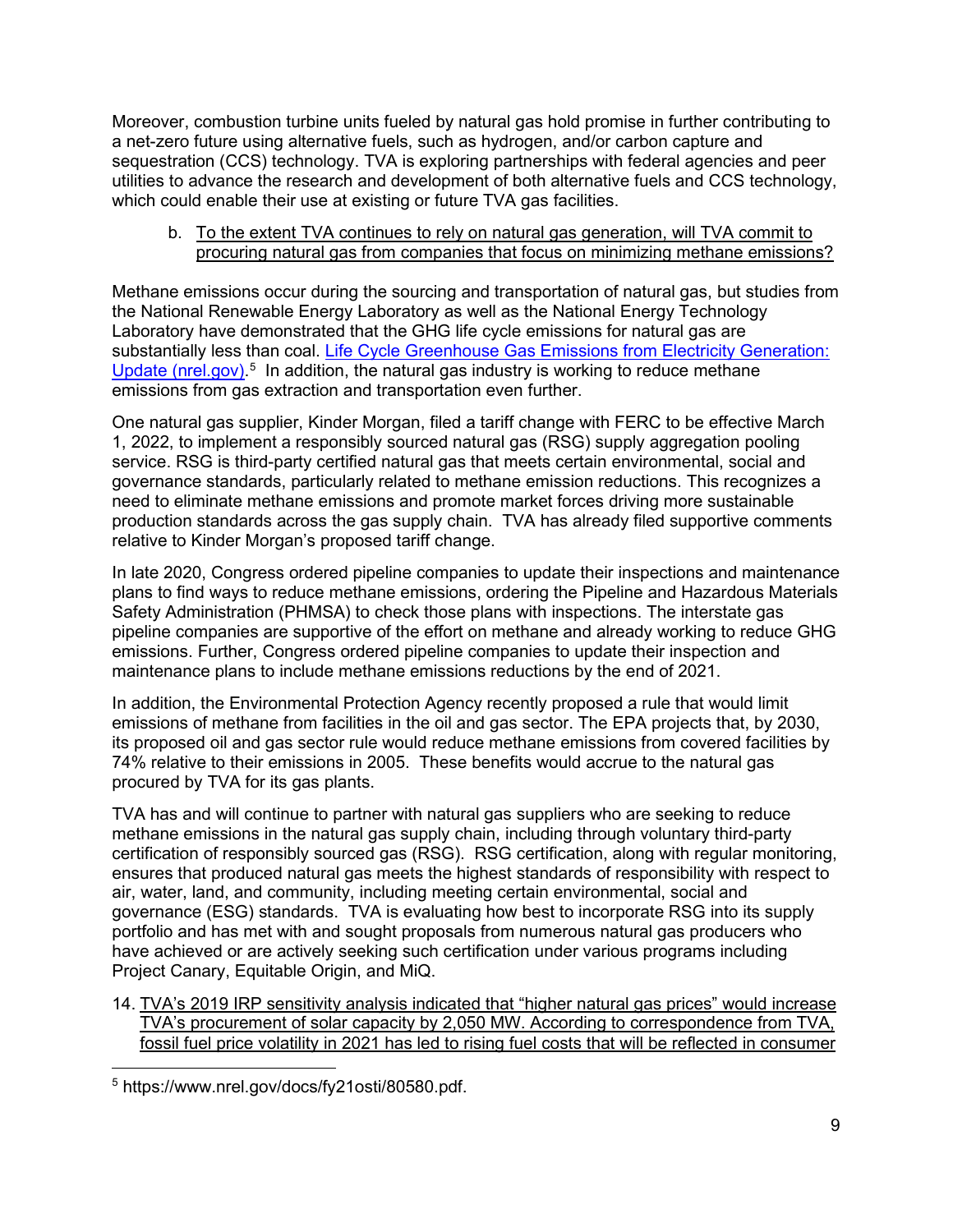Moreover, combustion turbine units fueled by natural gas hold promise in further contributing to a net-zero future using alternative fuels, such as hydrogen, and/or carbon capture and sequestration (CCS) technology. TVA is exploring partnerships with federal agencies and peer utilities to advance the research and development of both alternative fuels and CCS technology, which could enable their use at existing or future TVA gas facilities.

b. <u>To the extent TVA continues to rely on natural gas generation, will TVA commit to procuring natural gas from companies that focus on minimizing methane emissions?</u>

Methane emissions occur during the sourcing and transportation of natural gas, but studies from the National Renewable Energy Laboratory as well as the National Energy Technology Laboratory have demonstrated that the GHG life cycle emissions for natural gas are substantially less than coal. [Life Cycle Greenhouse Gas Emissions from Electricity Generation: Update (nrel.gov)](https://www.nrel.gov/docs/fy21osti/80580.pdf).[5] In addition, the natural gas industry is working to reduce methane emissions from gas extraction and transportation even further.

One natural gas supplier, Kinder Morgan, filed a tariff change with FERC to be effective March 1, 2022, to implement a responsibly sourced natural gas (RSG) supply aggregation pooling service. RSG is third-party certified natural gas that meets certain environmental, social and governance standards, particularly related to methane emission reductions. This recognizes a need to eliminate methane emissions and promote market forces driving more sustainable production standards across the gas supply chain. TVA has already filed supportive comments relative to Kinder Morgan's proposed tariff change.

In late 2020, Congress ordered pipeline companies to update their inspections and maintenance plans to find ways to reduce methane emissions, ordering the Pipeline and Hazardous Materials Safety Administration (PHMSA) to check those plans with inspections. The interstate gas pipeline companies are supportive of the effort on methane and already working to reduce GHG emissions. Further, Congress ordered pipeline companies to update their inspection and maintenance plans to include methane emissions reductions by the end of 2021.

In addition, the Environmental Protection Agency recently proposed a rule that would limit emissions of methane from facilities in the oil and gas sector. The EPA projects that, by 2030, its proposed oil and gas sector rule would reduce methane emissions from covered facilities by 74% relative to their emissions in 2005. These benefits would accrue to the natural gas procured by TVA for its gas plants.

TVA has and will continue to partner with natural gas suppliers who are seeking to reduce methane emissions in the natural gas supply chain, including through voluntary third-party certification of responsibly sourced gas (RSG). RSG certification, along with regular monitoring, ensures that produced natural gas meets the highest standards of responsibility with respect to air, water, land, and community, including meeting certain environmental, social and governance (ESG) standards. TVA is evaluating how best to incorporate RSG into its supply portfolio and has met with and sought proposals from numerous natural gas producers who have achieved or are actively seeking such certification under various programs including Project Canary, Equitable Origin, and MiQ.

14. <u>TVA's 2019 IRP sensitivity analysis indicated that "higher natural gas prices" would increase TVA's procurement of solar capacity by 2,050 MW. According to correspondence from TVA, fossil fuel price volatility in 2021 has led to rising fuel costs that will be reflected in consumer</u>

[5] https://www.nrel.gov/docs/fy21osti/80580.pdf.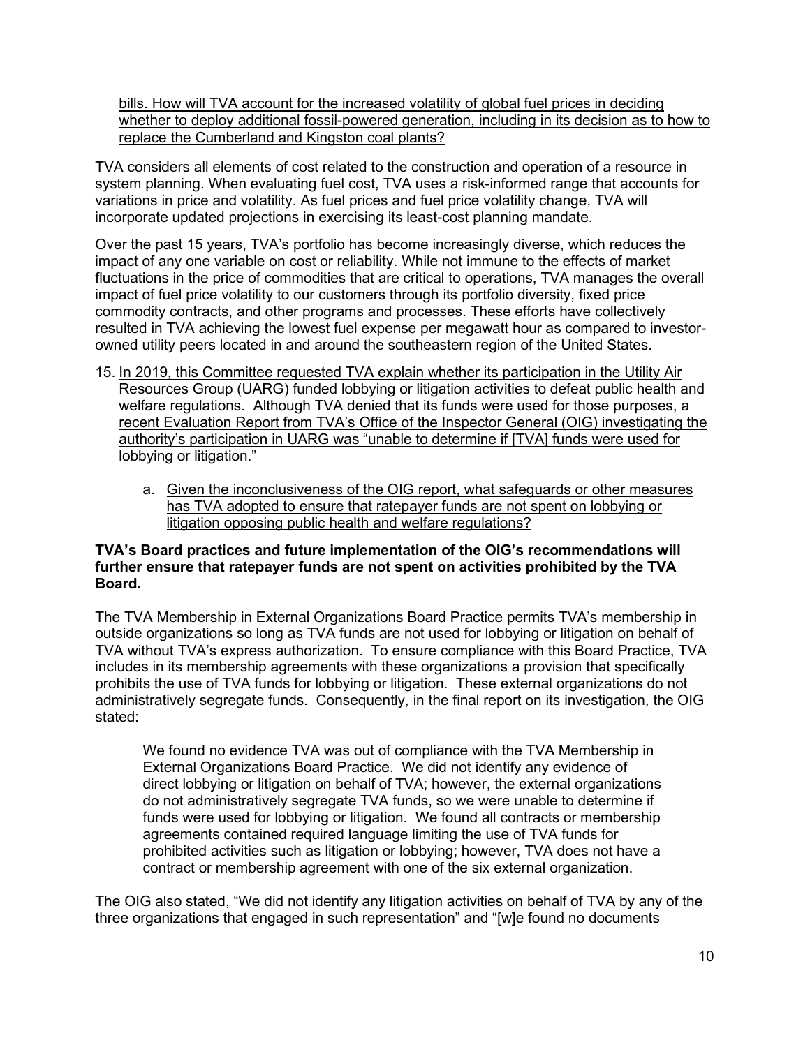bills. How will TVA account for the increased volatility of global fuel prices in deciding whether to deploy additional fossil-powered generation, including in its decision as to how to replace the Cumberland and Kingston coal plants?

TVA considers all elements of cost related to the construction and operation of a resource in system planning. When evaluating fuel cost, TVA uses a risk-informed range that accounts for variations in price and volatility. As fuel prices and fuel price volatility change, TVA will incorporate updated projections in exercising its least-cost planning mandate.

Over the past 15 years, TVA's portfolio has become increasingly diverse, which reduces the impact of any one variable on cost or reliability. While not immune to the effects of market fluctuations in the price of commodities that are critical to operations, TVA manages the overall impact of fuel price volatility to our customers through its portfolio diversity, fixed price commodity contracts, and other programs and processes. These efforts have collectively resulted in TVA achieving the lowest fuel expense per megawatt hour as compared to investor-owned utility peers located in and around the southeastern region of the United States.

15. In 2019, this Committee requested TVA explain whether its participation in the Utility Air Resources Group (UARG) funded lobbying or litigation activities to defeat public health and welfare regulations. Although TVA denied that its funds were used for those purposes, a recent Evaluation Report from TVA's Office of the Inspector General (OIG) investigating the authority's participation in UARG was "unable to determine if [TVA] funds were used for lobbying or litigation."

    a. Given the inconclusiveness of the OIG report, what safeguards or other measures has TVA adopted to ensure that ratepayer funds are not spent on lobbying or litigation opposing public health and welfare regulations?

**TVA's Board practices and future implementation of the OIG's recommendations will further ensure that ratepayer funds are not spent on activities prohibited by the TVA Board.**

The TVA Membership in External Organizations Board Practice permits TVA's membership in outside organizations so long as TVA funds are not used for lobbying or litigation on behalf of TVA without TVA's express authorization. To ensure compliance with this Board Practice, TVA includes in its membership agreements with these organizations a provision that specifically prohibits the use of TVA funds for lobbying or litigation. These external organizations do not administratively segregate funds. Consequently, in the final report on its investigation, the OIG stated:

> We found no evidence TVA was out of compliance with the TVA Membership in External Organizations Board Practice. We did not identify any evidence of direct lobbying or litigation on behalf of TVA; however, the external organizations do not administratively segregate TVA funds, so we were unable to determine if funds were used for lobbying or litigation. We found all contracts or membership agreements contained required language limiting the use of TVA funds for prohibited activities such as litigation or lobbying; however, TVA does not have a contract or membership agreement with one of the six external organization.

The OIG also stated, "We did not identify any litigation activities on behalf of TVA by any of the three organizations that engaged in such representation" and "[w]e found no documents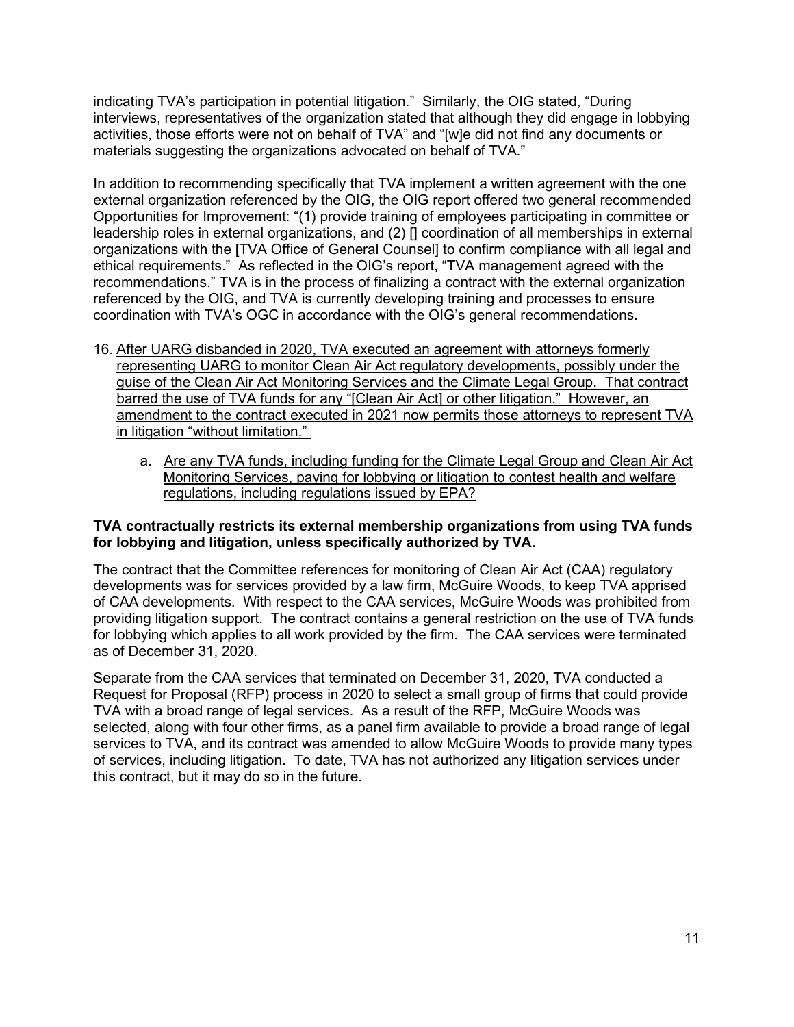indicating TVA's participation in potential litigation." Similarly, the OIG stated, "During interviews, representatives of the organization stated that although they did engage in lobbying activities, those efforts were not on behalf of TVA" and "[w]e did not find any documents or materials suggesting the organizations advocated on behalf of TVA."

In addition to recommending specifically that TVA implement a written agreement with the one external organization referenced by the OIG, the OIG report offered two general recommended Opportunities for Improvement: "(1) provide training of employees participating in committee or leadership roles in external organizations, and (2) [] coordination of all memberships in external organizations with the [TVA Office of General Counsel] to confirm compliance with all legal and ethical requirements." As reflected in the OIG's report, "TVA management agreed with the recommendations." TVA is in the process of finalizing a contract with the external organization referenced by the OIG, and TVA is currently developing training and processes to ensure coordination with TVA's OGC in accordance with the OIG's general recommendations.

16. <u>After UARG disbanded in 2020, TVA executed an agreement with attorneys formerly representing UARG to monitor Clean Air Act regulatory developments, possibly under the guise of the Clean Air Act Monitoring Services and the Climate Legal Group. That contract barred the use of TVA funds for any "[Clean Air Act] or other litigation." However, an amendment to the contract executed in 2021 now permits those attorneys to represent TVA in litigation "without limitation."</u>

    a. <u>Are any TVA funds, including funding for the Climate Legal Group and Clean Air Act Monitoring Services, paying for lobbying or litigation to contest health and welfare regulations, including regulations issued by EPA?</u>

**TVA contractually restricts its external membership organizations from using TVA funds for lobbying and litigation, unless specifically authorized by TVA.**

The contract that the Committee references for monitoring of Clean Air Act (CAA) regulatory developments was for services provided by a law firm, McGuire Woods, to keep TVA apprised of CAA developments. With respect to the CAA services, McGuire Woods was prohibited from providing litigation support. The contract contains a general restriction on the use of TVA funds for lobbying which applies to all work provided by the firm. The CAA services were terminated as of December 31, 2020.

Separate from the CAA services that terminated on December 31, 2020, TVA conducted a Request for Proposal (RFP) process in 2020 to select a small group of firms that could provide TVA with a broad range of legal services. As a result of the RFP, McGuire Woods was selected, along with four other firms, as a panel firm available to provide a broad range of legal services to TVA, and its contract was amended to allow McGuire Woods to provide many types of services, including litigation. To date, TVA has not authorized any litigation services under this contract, but it may do so in the future.